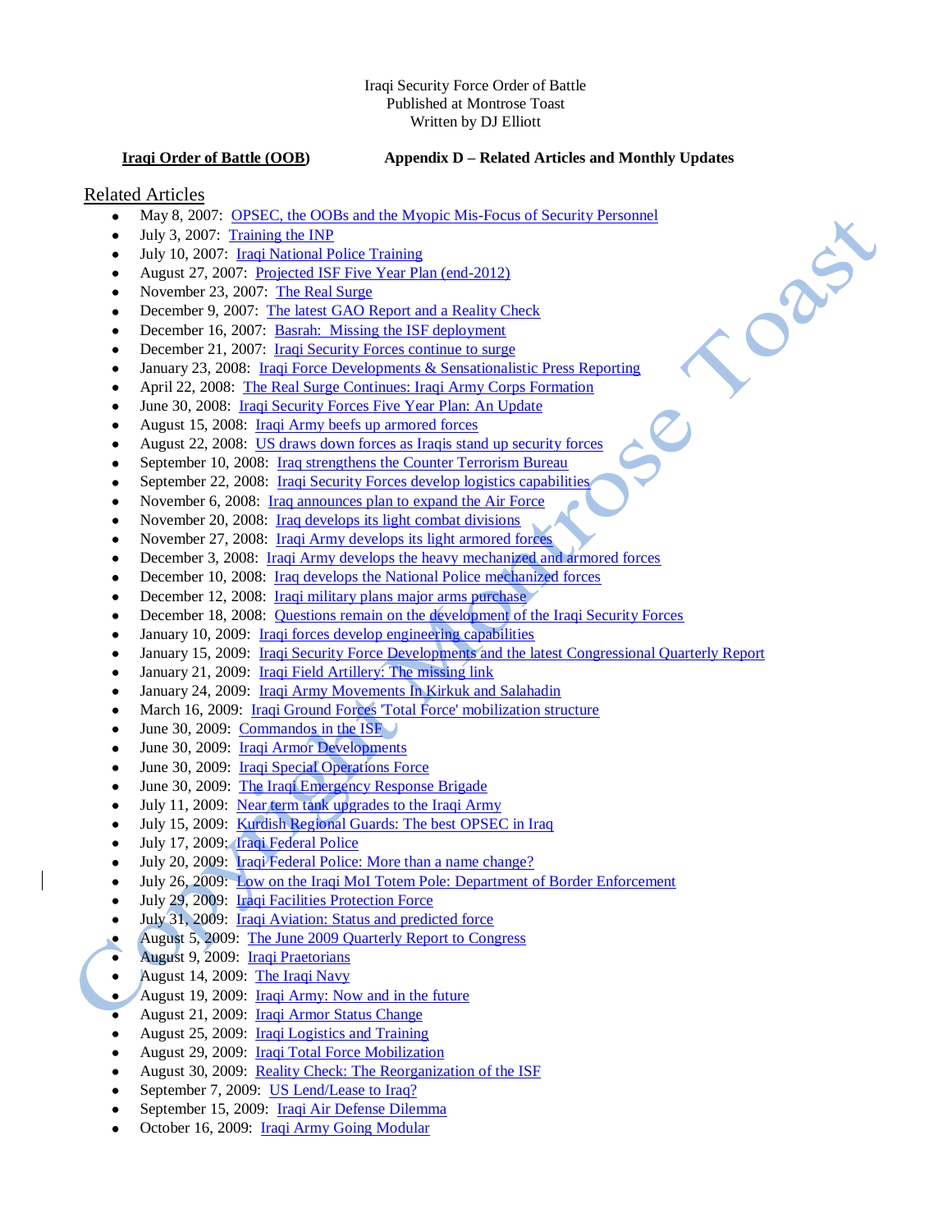Iraqi Security Force Order of Battle
Published at Montrose Toast
Written by DJ Elliott

**Iraqi Order of Battle (OOB)** **Appendix D – Related Articles and Monthly Updates**

## Related Articles

- May 8, 2007: OPSEC, the OOBs and the Myopic Mis-Focus of Security Personnel
- July 3, 2007: Training the INP
- July 10, 2007: Iraqi National Police Training
- August 27, 2007: Projected ISF Five Year Plan (end-2012)
- November 23, 2007: The Real Surge
- December 9, 2007: The latest GAO Report and a Reality Check
- December 16, 2007: Basrah: Missing the ISF deployment
- December 21, 2007: Iraqi Security Forces continue to surge
- January 23, 2008: Iraqi Force Developments & Sensationalistic Press Reporting
- April 22, 2008: The Real Surge Continues: Iraqi Army Corps Formation
- June 30, 2008: Iraqi Security Forces Five Year Plan: An Update
- August 15, 2008: Iraqi Army beefs up armored forces
- August 22, 2008: US draws down forces as Iraqis stand up security forces
- September 10, 2008: Iraq strengthens the Counter Terrorism Bureau
- September 22, 2008: Iraqi Security Forces develop logistics capabilities
- November 6, 2008: Iraq announces plan to expand the Air Force
- November 20, 2008: Iraq develops its light combat divisions
- November 27, 2008: Iraqi Army develops its light armored forces
- December 3, 2008: Iraqi Army develops the heavy mechanized and armored forces
- December 10, 2008: Iraq develops the National Police mechanized forces
- December 12, 2008: Iraqi military plans major arms purchase
- December 18, 2008: Questions remain on the development of the Iraqi Security Forces
- January 10, 2009: Iraqi forces develop engineering capabilities
- January 15, 2009: Iraqi Security Force Developments and the latest Congressional Quarterly Report
- January 21, 2009: Iraqi Field Artillery: The missing link
- January 24, 2009: Iraqi Army Movements In Kirkuk and Salahadin
- March 16, 2009: Iraqi Ground Forces 'Total Force' mobilization structure
- June 30, 2009: Commandos in the ISF
- June 30, 2009: Iraqi Armor Developments
- June 30, 2009: Iraqi Special Operations Force
- June 30, 2009: The Iraqi Emergency Response Brigade
- July 11, 2009: Near term tank upgrades to the Iraqi Army
- July 15, 2009: Kurdish Regional Guards: The best OPSEC in Iraq
- July 17, 2009: Iraqi Federal Police
- July 20, 2009: Iraqi Federal Police: More than a name change?
- July 26, 2009: Low on the Iraqi MoI Totem Pole: Department of Border Enforcement
- July 29, 2009: Iraqi Facilities Protection Force
- July 31, 2009: Iraqi Aviation: Status and predicted force
- August 5, 2009: The June 2009 Quarterly Report to Congress
- August 9, 2009: Iraqi Praetorians
- August 14, 2009: The Iraqi Navy
- August 19, 2009: Iraqi Army: Now and in the future
- August 21, 2009: Iraqi Armor Status Change
- August 25, 2009: Iraqi Logistics and Training
- August 29, 2009: Iraqi Total Force Mobilization
- August 30, 2009: Reality Check: The Reorganization of the ISF
- September 7, 2009: US Lend/Lease to Iraq?
- September 15, 2009: Iraqi Air Defense Dilemma
- October 16, 2009: Iraqi Army Going Modular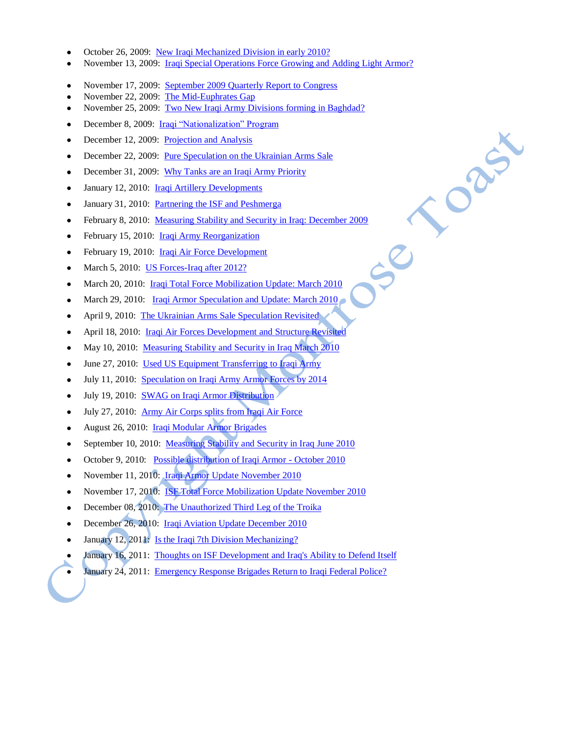- October 26, 2009: New Iraqi Mechanized Division in early 2010?
- November 13, 2009: Iraqi Special Operations Force Growing and Adding Light Armor?
- November 17, 2009: September 2009 Quarterly Report to Congress
- November 22, 2009: The Mid-Euphrates Gap
- November 25, 2009: Two New Iraqi Army Divisions forming in Baghdad?
- December 8, 2009: Iraqi "Nationalization" Program
- December 12, 2009: Projection and Analysis
- December 22, 2009: Pure Speculation on the Ukrainian Arms Sale
- December 31, 2009: Why Tanks are an Iraqi Army Priority
- January 12, 2010: Iraqi Artillery Developments
- January 31, 2010: Partnering the ISF and Peshmerga
- February 8, 2010: Measuring Stability and Security in Iraq: December 2009
- February 15, 2010: Iraqi Army Reorganization
- February 19, 2010: Iraqi Air Force Development
- March 5, 2010: US Forces-Iraq after 2012?
- March 20, 2010: Iraqi Total Force Mobilization Update: March 2010
- March 29, 2010: Iraqi Armor Speculation and Update: March 2010
- April 9, 2010: The Ukrainian Arms Sale Speculation Revisited
- April 18, 2010: Iraqi Air Forces Development and Structure Revisited
- May 10, 2010: Measuring Stability and Security in Iraq March 2010
- June 27, 2010: Used US Equipment Transferring to Iraqi Army
- July 11, 2010: Speculation on Iraqi Army Armor Forces by 2014
- July 19, 2010: SWAG on Iraqi Armor Distribution
- July 27, 2010: Army Air Corps splits from Iraqi Air Force
- August 26, 2010: Iraqi Modular Armor Brigades
- September 10, 2010: Measuring Stability and Security in Iraq June 2010
- October 9, 2010: Possible distribution of Iraqi Armor - October 2010
- November 11, 2010: Iraqi Armor Update November 2010
- November 17, 2010: ISF Total Force Mobilization Update November 2010
- December 08, 2010: The Unauthorized Third Leg of the Troika
- December 26, 2010: Iraqi Aviation Update December 2010
- January 12, 2011: Is the Iraqi 7th Division Mechanizing?
- January 16, 2011: Thoughts on ISF Development and Iraq's Ability to Defend Itself
- January 24, 2011: Emergency Response Brigades Return to Iraqi Federal Police?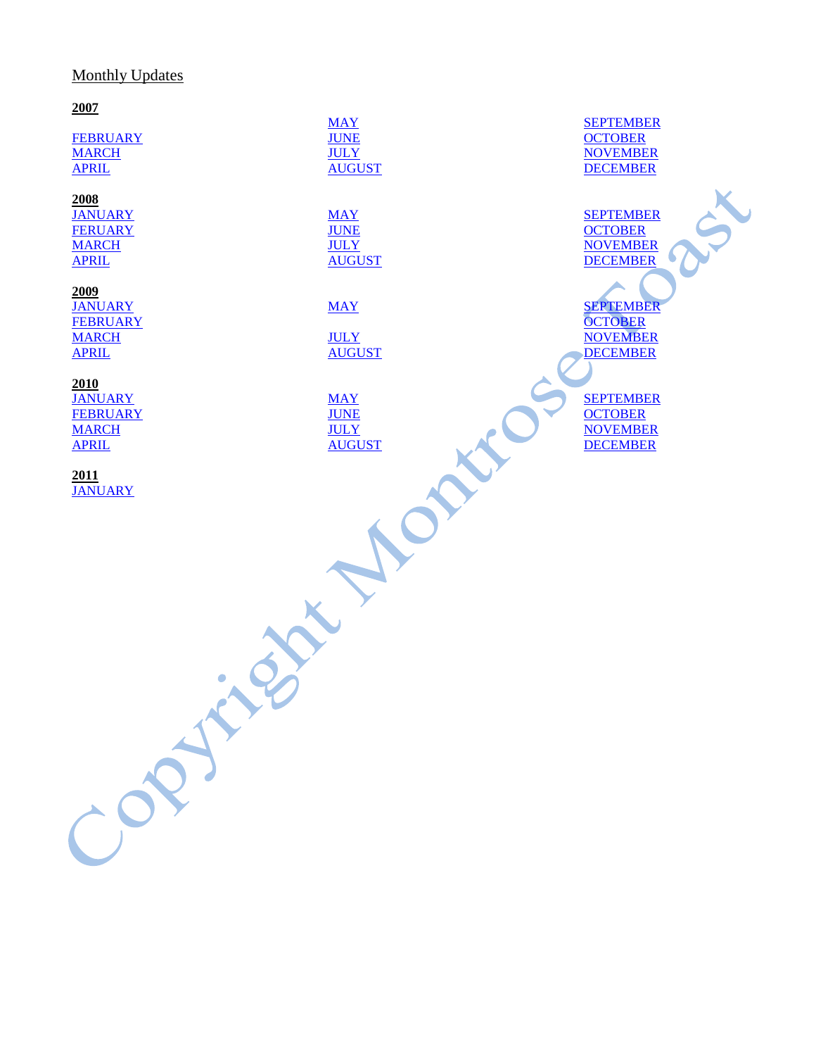Monthly Updates

**2007**

FEBRUARY
MARCH
APRIL
MAY
JUNE
JULY
AUGUST
SEPTEMBER
OCTOBER
NOVEMBER
DECEMBER

**2008**

JANUARY
FERUARY
MARCH
APRIL
MAY
JUNE
JULY
AUGUST
SEPTEMBER
OCTOBER
NOVEMBER
DECEMBER

**2009**

JANUARY
FEBRUARY
MARCH
APRIL
MAY
JULY
AUGUST
SEPTEMBER
OCTOBER
NOVEMBER
DECEMBER

**2010**

JANUARY
FEBRUARY
MARCH
APRIL
MAY
JUNE
JULY
AUGUST
SEPTEMBER
OCTOBER
NOVEMBER
DECEMBER

**2011**

JANUARY